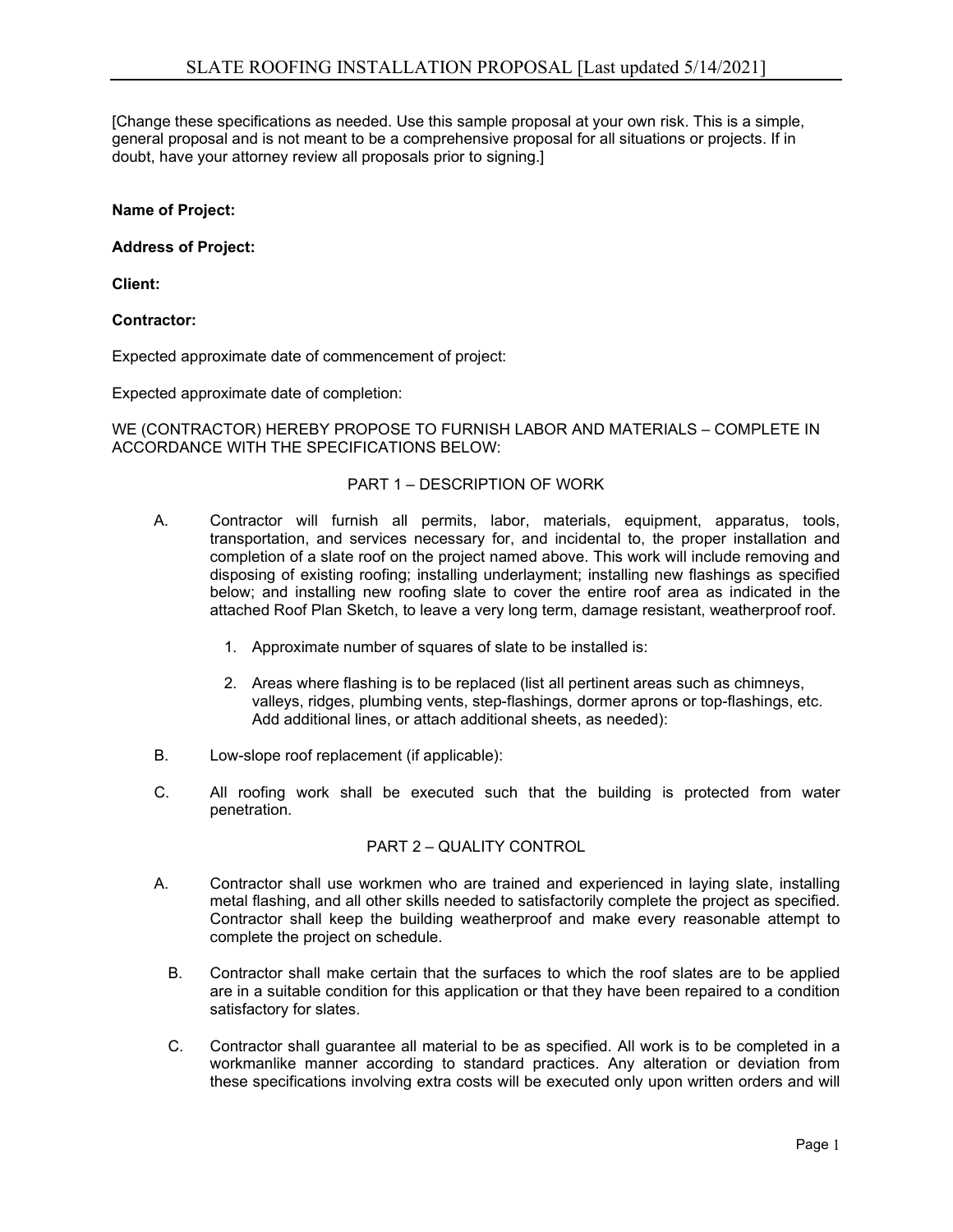# SLATE ROOFING INSTALLATION PROPOSAL [Last updated 5/14/2021]

[Change these specifications as needed. Use this sample proposal at your own risk. This is a simple, general proposal and is not meant to be a comprehensive proposal for all situations or projects. If in doubt, have your attorney review all proposals prior to signing.]

**Name of Project:**

**Address of Project:**

**Client:**

**Contractor:**

Expected approximate date of commencement of project:

Expected approximate date of completion:

WE (CONTRACTOR) HEREBY PROPOSE TO FURNISH LABOR AND MATERIALS – COMPLETE IN ACCORDANCE WITH THE SPECIFICATIONS BELOW:

## PART 1 – DESCRIPTION OF WORK

A. Contractor will furnish all permits, labor, materials, equipment, apparatus, tools, transportation, and services necessary for, and incidental to, the proper installation and completion of a slate roof on the project named above. This work will include removing and disposing of existing roofing; installing underlayment; installing new flashings as specified below; and installing new roofing slate to cover the entire roof area as indicated in the attached Roof Plan Sketch, to leave a very long term, damage resistant, weatherproof roof.

   1. Approximate number of squares of slate to be installed is:

   2. Areas where flashing is to be replaced (list all pertinent areas such as chimneys, valleys, ridges, plumbing vents, step-flashings, dormer aprons or top-flashings, etc. Add additional lines, or attach additional sheets, as needed):

B. Low-slope roof replacement (if applicable):

C. All roofing work shall be executed such that the building is protected from water penetration.

## PART 2 – QUALITY CONTROL

A. Contractor shall use workmen who are trained and experienced in laying slate, installing metal flashing, and all other skills needed to satisfactorily complete the project as specified. Contractor shall keep the building weatherproof and make every reasonable attempt to complete the project on schedule.

B. Contractor shall make certain that the surfaces to which the roof slates are to be applied are in a suitable condition for this application or that they have been repaired to a condition satisfactory for slates.

C. Contractor shall guarantee all material to be as specified. All work is to be completed in a workmanlike manner according to standard practices. Any alteration or deviation from these specifications involving extra costs will be executed only upon written orders and will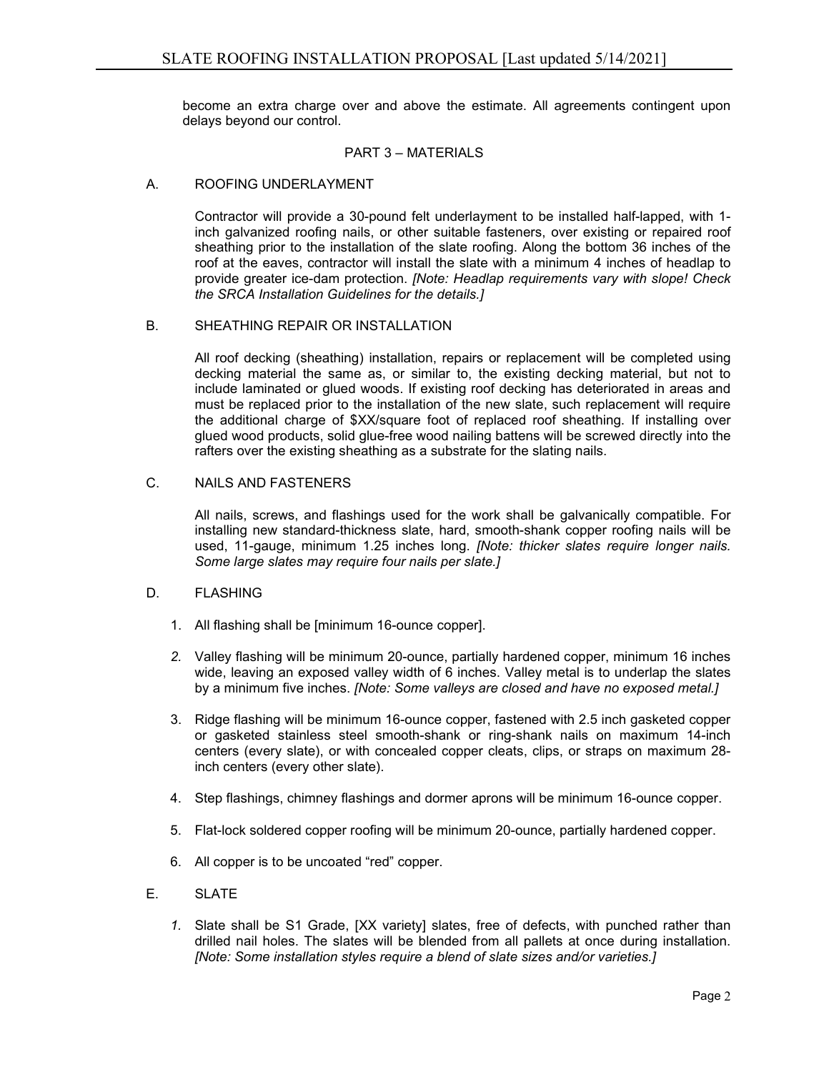become an extra charge over and above the estimate. All agreements contingent upon delays beyond our control.

## PART 3 – MATERIALS

### A. ROOFING UNDERLAYMENT

Contractor will provide a 30-pound felt underlayment to be installed half-lapped, with 1-inch galvanized roofing nails, or other suitable fasteners, over existing or repaired roof sheathing prior to the installation of the slate roofing. Along the bottom 36 inches of the roof at the eaves, contractor will install the slate with a minimum 4 inches of headlap to provide greater ice-dam protection. *[Note: Headlap requirements vary with slope! Check the SRCA Installation Guidelines for the details.]*

### B. SHEATHING REPAIR OR INSTALLATION

All roof decking (sheathing) installation, repairs or replacement will be completed using decking material the same as, or similar to, the existing decking material, but not to include laminated or glued woods. If existing roof decking has deteriorated in areas and must be replaced prior to the installation of the new slate, such replacement will require the additional charge of $XX/square foot of replaced roof sheathing. If installing over glued wood products, solid glue-free wood nailing battens will be screwed directly into the rafters over the existing sheathing as a substrate for the slating nails.

### C. NAILS AND FASTENERS

All nails, screws, and flashings used for the work shall be galvanically compatible. For installing new standard-thickness slate, hard, smooth-shank copper roofing nails will be used, 11-gauge, minimum 1.25 inches long. *[Note: thicker slates require longer nails. Some large slates may require four nails per slate.]*

### D. FLASHING

1. All flashing shall be [minimum 16-ounce copper].
2. Valley flashing will be minimum 20-ounce, partially hardened copper, minimum 16 inches wide, leaving an exposed valley width of 6 inches. Valley metal is to underlap the slates by a minimum five inches. *[Note: Some valleys are closed and have no exposed metal.]*
3. Ridge flashing will be minimum 16-ounce copper, fastened with 2.5 inch gasketed copper or gasketed stainless steel smooth-shank or ring-shank nails on maximum 14-inch centers (every slate), or with concealed copper cleats, clips, or straps on maximum 28-inch centers (every other slate).
4. Step flashings, chimney flashings and dormer aprons will be minimum 16-ounce copper.
5. Flat-lock soldered copper roofing will be minimum 20-ounce, partially hardened copper.
6. All copper is to be uncoated "red" copper.

### E. SLATE

1. Slate shall be S1 Grade, [XX variety] slates, free of defects, with punched rather than drilled nail holes. The slates will be blended from all pallets at once during installation. *[Note: Some installation styles require a blend of slate sizes and/or varieties.]*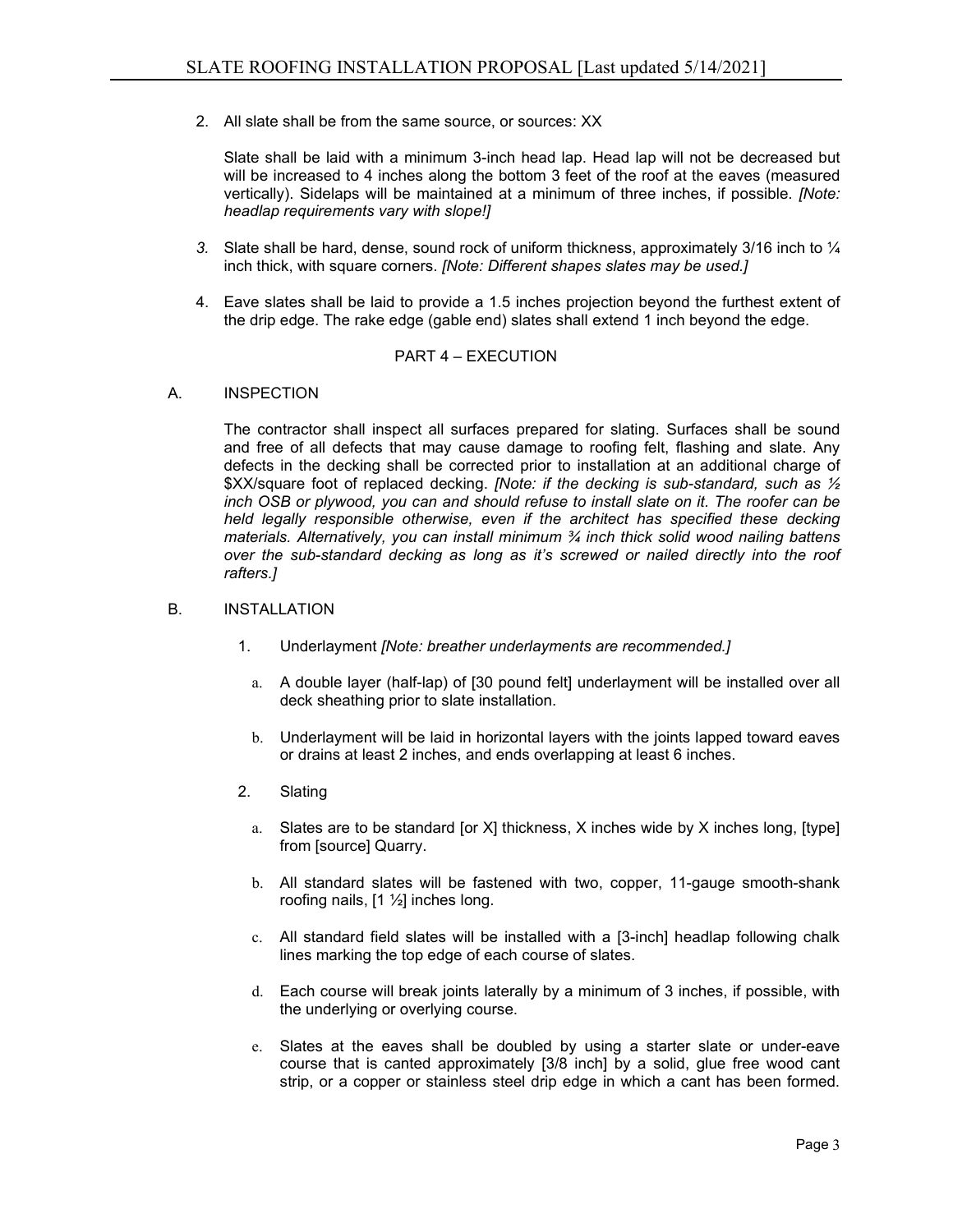2. All slate shall be from the same source, or sources: XX

   Slate shall be laid with a minimum 3-inch head lap. Head lap will not be decreased but will be increased to 4 inches along the bottom 3 feet of the roof at the eaves (measured vertically). Sidelaps will be maintained at a minimum of three inches, if possible. *[Note: headlap requirements vary with slope!]*

3. Slate shall be hard, dense, sound rock of uniform thickness, approximately 3/16 inch to ¼ inch thick, with square corners. *[Note: Different shapes slates may be used.]*

4. Eave slates shall be laid to provide a 1.5 inches projection beyond the furthest extent of the drip edge. The rake edge (gable end) slates shall extend 1 inch beyond the edge.

## PART 4 – EXECUTION

### A. INSPECTION

The contractor shall inspect all surfaces prepared for slating. Surfaces shall be sound and free of all defects that may cause damage to roofing felt, flashing and slate. Any defects in the decking shall be corrected prior to installation at an additional charge of $XX/square foot of replaced decking. *[Note: if the decking is sub-standard, such as ½ inch OSB or plywood, you can and should refuse to install slate on it. The roofer can be held legally responsible otherwise, even if the architect has specified these decking materials. Alternatively, you can install minimum ¾ inch thick solid wood nailing battens over the sub-standard decking as long as it's screwed or nailed directly into the roof rafters.]*

### B. INSTALLATION

1. Underlayment *[Note: breather underlayments are recommended.]*

   a. A double layer (half-lap) of [30 pound felt] underlayment will be installed over all deck sheathing prior to slate installation.

   b. Underlayment will be laid in horizontal layers with the joints lapped toward eaves or drains at least 2 inches, and ends overlapping at least 6 inches.

2. Slating

   a. Slates are to be standard [or X] thickness, X inches wide by X inches long, [type] from [source] Quarry.

   b. All standard slates will be fastened with two, copper, 11-gauge smooth-shank roofing nails, [1 ½] inches long.

   c. All standard field slates will be installed with a [3-inch] headlap following chalk lines marking the top edge of each course of slates.

   d. Each course will break joints laterally by a minimum of 3 inches, if possible, with the underlying or overlying course.

   e. Slates at the eaves shall be doubled by using a starter slate or under-eave course that is canted approximately [3/8 inch] by a solid, glue free wood cant strip, or a copper or stainless steel drip edge in which a cant has been formed.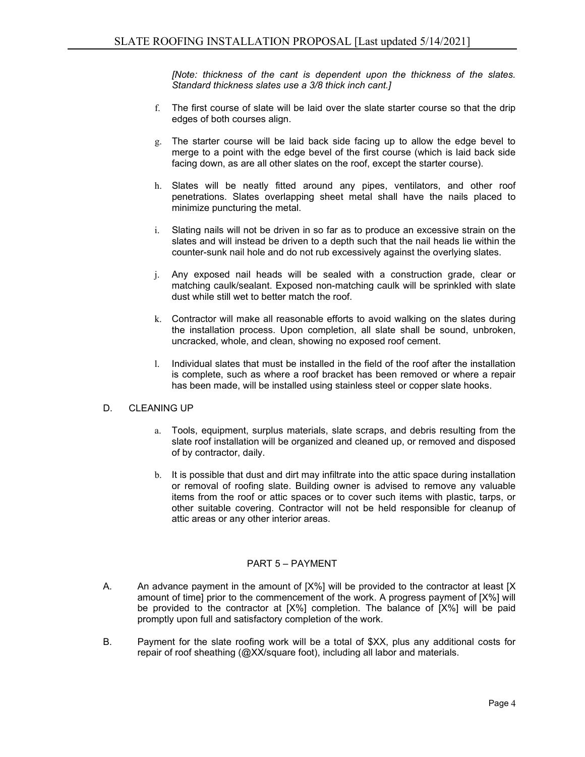*[Note: thickness of the cant is dependent upon the thickness of the slates. Standard thickness slates use a 3/8 thick inch cant.]*

f. The first course of slate will be laid over the slate starter course so that the drip edges of both courses align.

g. The starter course will be laid back side facing up to allow the edge bevel to merge to a point with the edge bevel of the first course (which is laid back side facing down, as are all other slates on the roof, except the starter course).

h. Slates will be neatly fitted around any pipes, ventilators, and other roof penetrations. Slates overlapping sheet metal shall have the nails placed to minimize puncturing the metal.

i. Slating nails will not be driven in so far as to produce an excessive strain on the slates and will instead be driven to a depth such that the nail heads lie within the counter-sunk nail hole and do not rub excessively against the overlying slates.

j. Any exposed nail heads will be sealed with a construction grade, clear or matching caulk/sealant. Exposed non-matching caulk will be sprinkled with slate dust while still wet to better match the roof.

k. Contractor will make all reasonable efforts to avoid walking on the slates during the installation process. Upon completion, all slate shall be sound, unbroken, uncracked, whole, and clean, showing no exposed roof cement.

l. Individual slates that must be installed in the field of the roof after the installation is complete, such as where a roof bracket has been removed or where a repair has been made, will be installed using stainless steel or copper slate hooks.

D. CLEANING UP

a. Tools, equipment, surplus materials, slate scraps, and debris resulting from the slate roof installation will be organized and cleaned up, or removed and disposed of by contractor, daily.

b. It is possible that dust and dirt may infiltrate into the attic space during installation or removal of roofing slate. Building owner is advised to remove any valuable items from the roof or attic spaces or to cover such items with plastic, tarps, or other suitable covering. Contractor will not be held responsible for cleanup of attic areas or any other interior areas.

## PART 5 – PAYMENT

A. An advance payment in the amount of [X%] will be provided to the contractor at least [X amount of time] prior to the commencement of the work. A progress payment of [X%] will be provided to the contractor at [X%] completion. The balance of [X%] will be paid promptly upon full and satisfactory completion of the work.

B. Payment for the slate roofing work will be a total of $XX, plus any additional costs for repair of roof sheathing (@XX/square foot), including all labor and materials.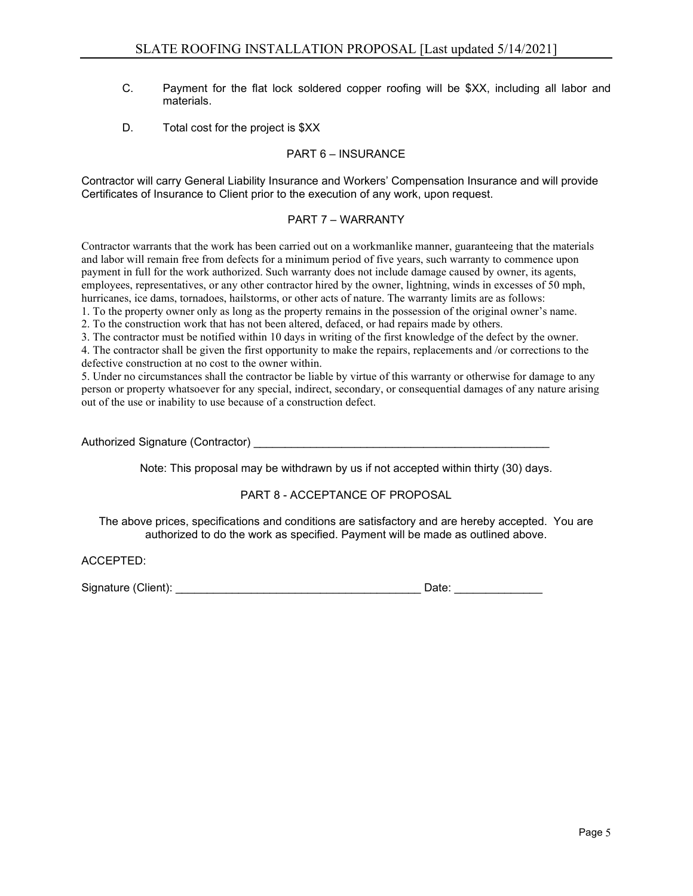C. Payment for the flat lock soldered copper roofing will be $XX, including all labor and materials.

D. Total cost for the project is $XX

## PART 6 – INSURANCE

Contractor will carry General Liability Insurance and Workers' Compensation Insurance and will provide Certificates of Insurance to Client prior to the execution of any work, upon request.

## PART 7 – WARRANTY

Contractor warrants that the work has been carried out on a workmanlike manner, guaranteeing that the materials and labor will remain free from defects for a minimum period of five years, such warranty to commence upon payment in full for the work authorized. Such warranty does not include damage caused by owner, its agents, employees, representatives, or any other contractor hired by the owner, lightning, winds in excesses of 50 mph, hurricanes, ice dams, tornadoes, hailstorms, or other acts of nature. The warranty limits are as follows:

1. To the property owner only as long as the property remains in the possession of the original owner's name.
2. To the construction work that has not been altered, defaced, or had repairs made by others.
3. The contractor must be notified within 10 days in writing of the first knowledge of the defect by the owner.
4. The contractor shall be given the first opportunity to make the repairs, replacements and /or corrections to the defective construction at no cost to the owner within.
5. Under no circumstances shall the contractor be liable by virtue of this warranty or otherwise for damage to any person or property whatsoever for any special, indirect, secondary, or consequential damages of any nature arising out of the use or inability to use because of a construction defect.

Authorized Signature (Contractor) ______________________________________________

Note: This proposal may be withdrawn by us if not accepted within thirty (30) days.

## PART 8 - ACCEPTANCE OF PROPOSAL

The above prices, specifications and conditions are satisfactory and are hereby accepted. You are authorized to do the work as specified. Payment will be made as outlined above.

ACCEPTED:

Signature (Client): _____________________________________ Date: _____________